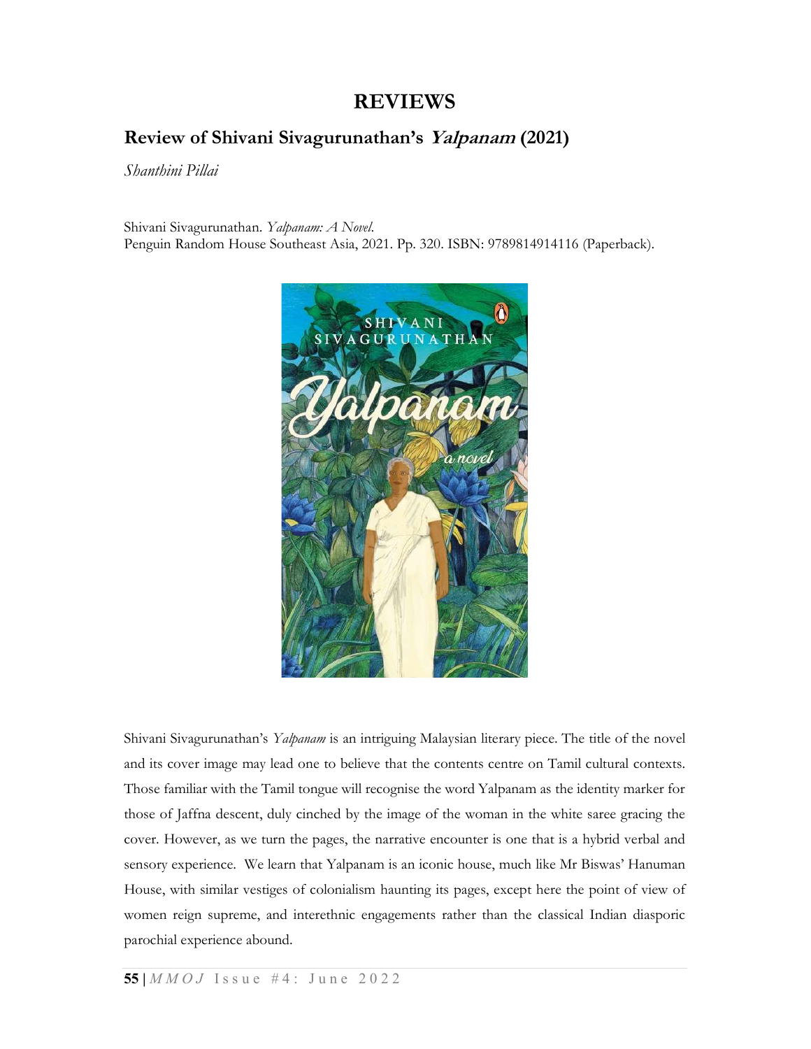# REVIEWS

## Review of Shivani Sivagurunathan's *Yalpanam* (2021)

*Shanthini Pillai*

Shivani Sivagurunathan. *Yalpanam: A Novel.*
Penguin Random House Southeast Asia, 2021. Pp. 320. ISBN: 9789814914116 (Paperback).

Shivani Sivagurunathan's *Yalpanam* is an intriguing Malaysian literary piece. The title of the novel and its cover image may lead one to believe that the contents centre on Tamil cultural contexts. Those familiar with the Tamil tongue will recognise the word Yalpanam as the identity marker for those of Jaffna descent, duly cinched by the image of the woman in the white saree gracing the cover. However, as we turn the pages, the narrative encounter is one that is a hybrid verbal and sensory experience. We learn that Yalpanam is an iconic house, much like Mr Biswas' Hanuman House, with similar vestiges of colonialism haunting its pages, except here the point of view of women reign supreme, and interethnic engagements rather than the classical Indian diasporic parochial experience abound.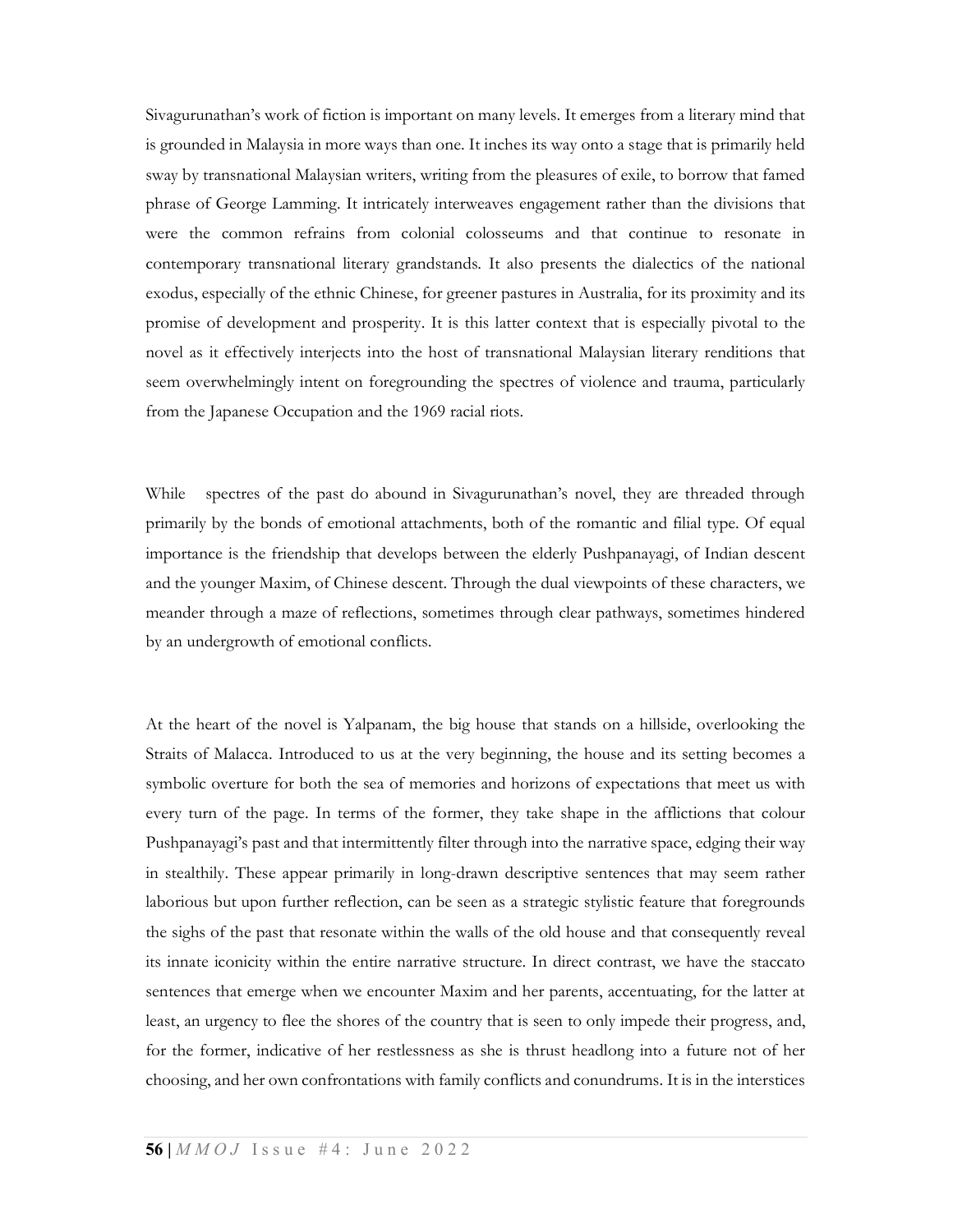Sivagurunathan's work of fiction is important on many levels. It emerges from a literary mind that is grounded in Malaysia in more ways than one. It inches its way onto a stage that is primarily held sway by transnational Malaysian writers, writing from the pleasures of exile, to borrow that famed phrase of George Lamming. It intricately interweaves engagement rather than the divisions that were the common refrains from colonial colosseums and that continue to resonate in contemporary transnational literary grandstands. It also presents the dialectics of the national exodus, especially of the ethnic Chinese, for greener pastures in Australia, for its proximity and its promise of development and prosperity. It is this latter context that is especially pivotal to the novel as it effectively interjects into the host of transnational Malaysian literary renditions that seem overwhelmingly intent on foregrounding the spectres of violence and trauma, particularly from the Japanese Occupation and the 1969 racial riots.

While spectres of the past do abound in Sivagurunathan's novel, they are threaded through primarily by the bonds of emotional attachments, both of the romantic and filial type. Of equal importance is the friendship that develops between the elderly Pushpanayagi, of Indian descent and the younger Maxim, of Chinese descent. Through the dual viewpoints of these characters, we meander through a maze of reflections, sometimes through clear pathways, sometimes hindered by an undergrowth of emotional conflicts.

At the heart of the novel is Yalpanam, the big house that stands on a hillside, overlooking the Straits of Malacca. Introduced to us at the very beginning, the house and its setting becomes a symbolic overture for both the sea of memories and horizons of expectations that meet us with every turn of the page. In terms of the former, they take shape in the afflictions that colour Pushpanayagi's past and that intermittently filter through into the narrative space, edging their way in stealthily. These appear primarily in long-drawn descriptive sentences that may seem rather laborious but upon further reflection, can be seen as a strategic stylistic feature that foregrounds the sighs of the past that resonate within the walls of the old house and that consequently reveal its innate iconicity within the entire narrative structure. In direct contrast, we have the staccato sentences that emerge when we encounter Maxim and her parents, accentuating, for the latter at least, an urgency to flee the shores of the country that is seen to only impede their progress, and, for the former, indicative of her restlessness as she is thrust headlong into a future not of her choosing, and her own confrontations with family conflicts and conundrums. It is in the interstices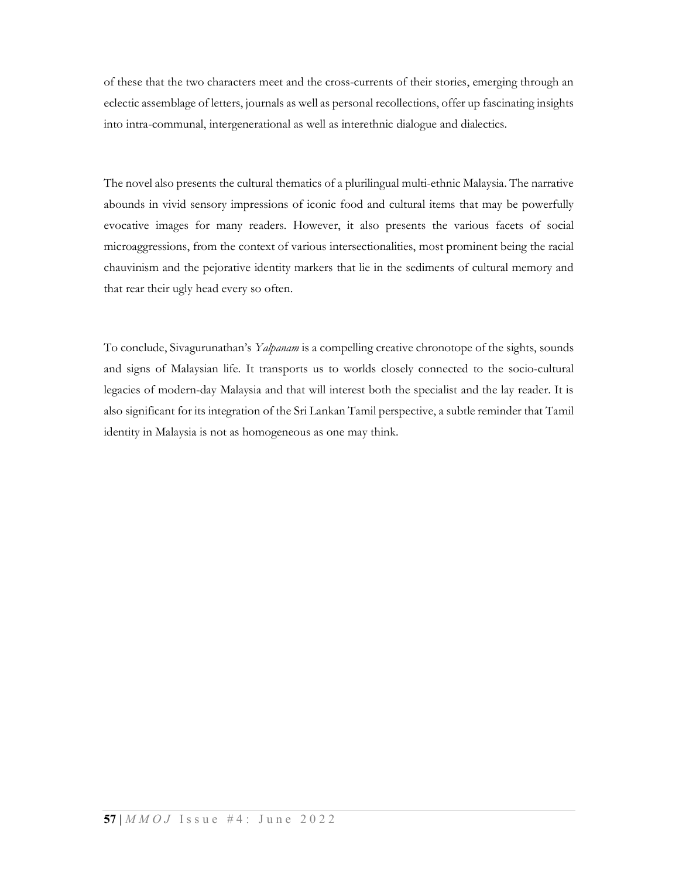of these that the two characters meet and the cross-currents of their stories, emerging through an eclectic assemblage of letters, journals as well as personal recollections, offer up fascinating insights into intra-communal, intergenerational as well as interethnic dialogue and dialectics.

The novel also presents the cultural thematics of a plurilingual multi-ethnic Malaysia. The narrative abounds in vivid sensory impressions of iconic food and cultural items that may be powerfully evocative images for many readers. However, it also presents the various facets of social microaggressions, from the context of various intersectionalities, most prominent being the racial chauvinism and the pejorative identity markers that lie in the sediments of cultural memory and that rear their ugly head every so often.

To conclude, Sivagurunathan's *Yalpanam* is a compelling creative chronotope of the sights, sounds and signs of Malaysian life. It transports us to worlds closely connected to the socio-cultural legacies of modern-day Malaysia and that will interest both the specialist and the lay reader. It is also significant for its integration of the Sri Lankan Tamil perspective, a subtle reminder that Tamil identity in Malaysia is not as homogeneous as one may think.